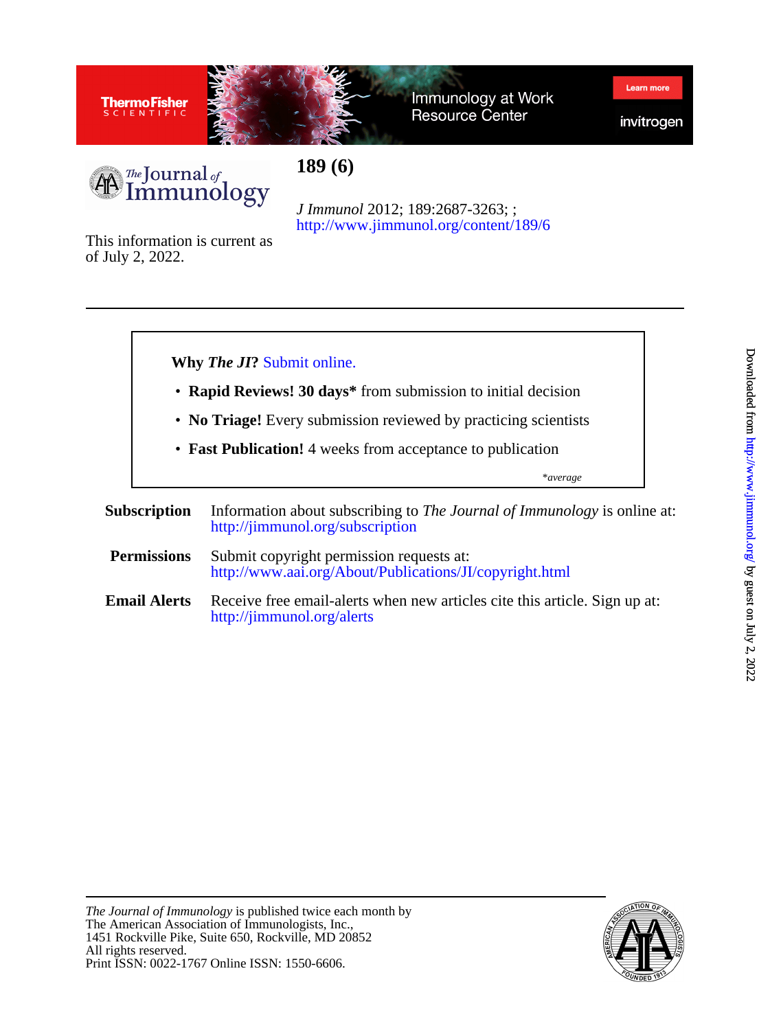# 189 (6)

*J Immunol* 2012; 189:2687-3263; ;
http://www.jimmunol.org/content/189/6

This information is current as of July 2, 2022.

**Why *The JI*?** Submit online.

- **Rapid Reviews! 30 days*** from submission to initial decision
- **No Triage!** Every submission reviewed by practicing scientists
- **Fast Publication!** 4 weeks from acceptance to publication

*average

**Subscription** Information about subscribing to *The Journal of Immunology* is online at: http://jimmunol.org/subscription

**Permissions** Submit copyright permission requests at: http://www.aai.org/About/Publications/JI/copyright.html

**Email Alerts** Receive free email-alerts when new articles cite this article. Sign up at: http://jimmunol.org/alerts

*The Journal of Immunology* is published twice each month by
The American Association of Immunologists, Inc.,
1451 Rockville Pike, Suite 650, Rockville, MD 20852
All rights reserved.
Print ISSN: 0022-1767 Online ISSN: 1550-6606.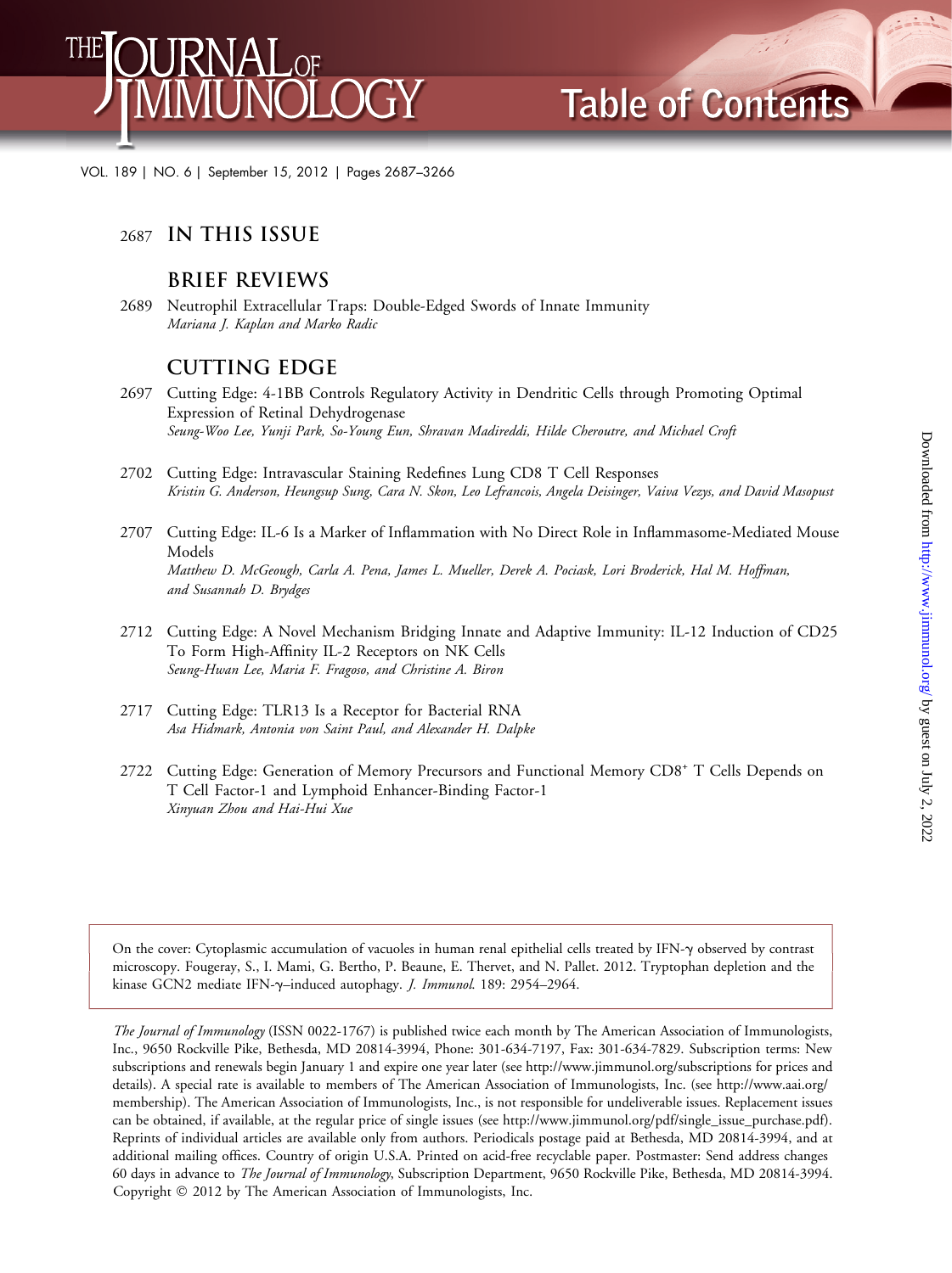# Table of Contents

## IN THIS ISSUE

2687

## BRIEF REVIEWS

2689 Neutrophil Extracellular Traps: Double-Edged Swords of Innate Immunity
*Mariana J. Kaplan and Marko Radic*

## CUTTING EDGE

2697 Cutting Edge: 4-1BB Controls Regulatory Activity in Dendritic Cells through Promoting Optimal Expression of Retinal Dehydrogenase
*Seung-Woo Lee, Yunji Park, So-Young Eun, Shravan Madireddi, Hilde Cheroutre, and Michael Croft*

2702 Cutting Edge: Intravascular Staining Redefines Lung CD8 T Cell Responses
*Kristin G. Anderson, Heungsup Sung, Cara N. Skon, Leo Lefrancois, Angela Deisinger, Vaiva Vezys, and David Masopust*

2707 Cutting Edge: IL-6 Is a Marker of Inflammation with No Direct Role in Inflammasome-Mediated Mouse Models
*Matthew D. McGeough, Carla A. Pena, James L. Mueller, Derek A. Pociask, Lori Broderick, Hal M. Hoffman, and Susannah D. Brydges*

2712 Cutting Edge: A Novel Mechanism Bridging Innate and Adaptive Immunity: IL-12 Induction of CD25 To Form High-Affinity IL-2 Receptors on NK Cells
*Seung-Hwan Lee, Maria F. Fragoso, and Christine A. Biron*

2717 Cutting Edge: TLR13 Is a Receptor for Bacterial RNA
*Asa Hidmark, Antonia von Saint Paul, and Alexander H. Dalpke*

2722 Cutting Edge: Generation of Memory Precursors and Functional Memory CD8$^{+}$ T Cells Depends on T Cell Factor-1 and Lymphoid Enhancer-Binding Factor-1
*Xinyuan Zhou and Hai-Hui Xue*

On the cover: Cytoplasmic accumulation of vacuoles in human renal epithelial cells treated by IFN-γ observed by contrast microscopy. Fougeray, S., I. Mami, G. Bertho, P. Beaune, E. Thervet, and N. Pallet. 2012. Tryptophan depletion and the kinase GCN2 mediate IFN-γ–induced autophagy. *J. Immunol.* 189: 2954–2964.

*The Journal of Immunology* (ISSN 0022-1767) is published twice each month by The American Association of Immunologists, Inc., 9650 Rockville Pike, Bethesda, MD 20814-3994, Phone: 301-634-7197, Fax: 301-634-7829. Subscription terms: New subscriptions and renewals begin January 1 and expire one year later (see http://www.jimmunol.org/subscriptions for prices and details). A special rate is available to members of The American Association of Immunologists, Inc. (see http://www.aai.org/membership). The American Association of Immunologists, Inc., is not responsible for undeliverable issues. Replacement issues can be obtained, if available, at the regular price of single issues (see http://www.jimmunol.org/pdf/single_issue_purchase.pdf). Reprints of individual articles are available only from authors. Periodicals postage paid at Bethesda, MD 20814-3994, and at additional mailing offices. Country of origin U.S.A. Printed on acid-free recyclable paper. Postmaster: Send address changes 60 days in advance to *The Journal of Immunology*, Subscription Department, 9650 Rockville Pike, Bethesda, MD 20814-3994. Copyright © 2012 by The American Association of Immunologists, Inc.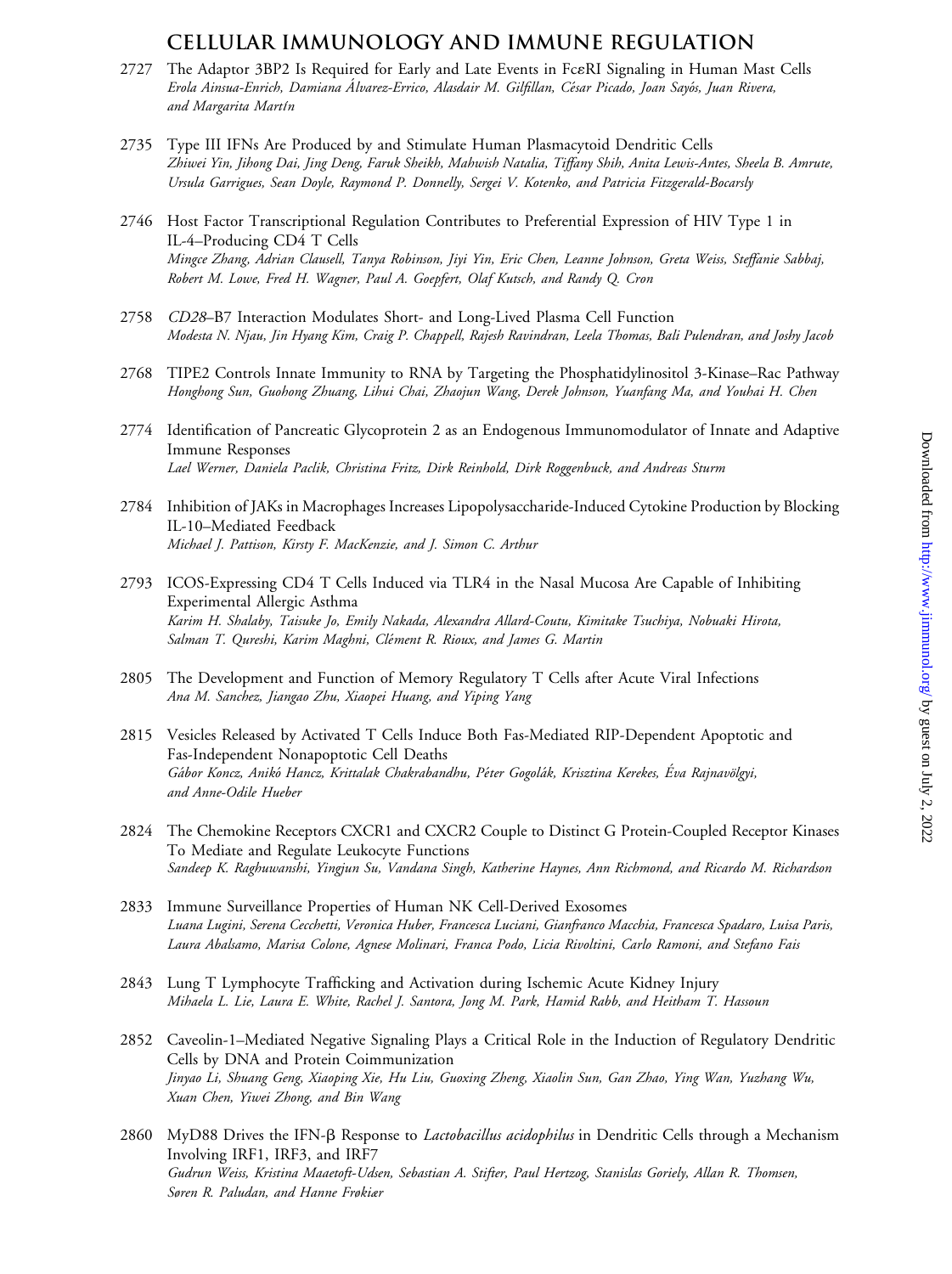## CELLULAR IMMUNOLOGY AND IMMUNE REGULATION

2727 The Adaptor 3BP2 Is Required for Early and Late Events in FcεRI Signaling in Human Mast Cells
*Erola Ainsua-Enrich, Damiana Álvarez-Errico, Alasdair M. Gilfillan, César Picado, Joan Sayós, Juan Rivera, and Margarita Martín*

2735 Type III IFNs Are Produced by and Stimulate Human Plasmacytoid Dendritic Cells
*Zhiwei Yin, Jihong Dai, Jing Deng, Faruk Sheikh, Mahwish Natalia, Tiffany Shih, Anita Lewis-Antes, Sheela B. Amrute, Ursula Garrigues, Sean Doyle, Raymond P. Donnelly, Sergei V. Kotenko, and Patricia Fitzgerald-Bocarsly*

2746 Host Factor Transcriptional Regulation Contributes to Preferential Expression of HIV Type 1 in IL-4–Producing CD4 T Cells
*Mingce Zhang, Adrian Clausell, Tanya Robinson, Jiyi Yin, Eric Chen, Leanne Johnson, Greta Weiss, Steffanie Sabbaj, Robert M. Lowe, Fred H. Wagner, Paul A. Goepfert, Olaf Kutsch, and Randy Q. Cron*

2758 *CD28*–B7 Interaction Modulates Short- and Long-Lived Plasma Cell Function
*Modesta N. Njau, Jin Hyang Kim, Craig P. Chappell, Rajesh Ravindran, Leela Thomas, Bali Pulendran, and Joshy Jacob*

2768 TIPE2 Controls Innate Immunity to RNA by Targeting the Phosphatidylinositol 3-Kinase–Rac Pathway
*Honghong Sun, Guohong Zhuang, Lihui Chai, Zhaojun Wang, Derek Johnson, Yuanfang Ma, and Youhai H. Chen*

2774 Identification of Pancreatic Glycoprotein 2 as an Endogenous Immunomodulator of Innate and Adaptive Immune Responses
*Lael Werner, Daniela Paclik, Christina Fritz, Dirk Reinhold, Dirk Roggenbuck, and Andreas Sturm*

2784 Inhibition of JAKs in Macrophages Increases Lipopolysaccharide-Induced Cytokine Production by Blocking IL-10–Mediated Feedback
*Michael J. Pattison, Kirsty F. MacKenzie, and J. Simon C. Arthur*

2793 ICOS-Expressing CD4 T Cells Induced via TLR4 in the Nasal Mucosa Are Capable of Inhibiting Experimental Allergic Asthma
*Karim H. Shalaby, Taisuke Jo, Emily Nakada, Alexandra Allard-Coutu, Kimitake Tsuchiya, Nobuaki Hirota, Salman T. Qureshi, Karim Maghni, Clément R. Rioux, and James G. Martin*

2805 The Development and Function of Memory Regulatory T Cells after Acute Viral Infections
*Ana M. Sanchez, Jiangao Zhu, Xiaopei Huang, and Yiping Yang*

2815 Vesicles Released by Activated T Cells Induce Both Fas-Mediated RIP-Dependent Apoptotic and Fas-Independent Nonapoptotic Cell Deaths
*Gábor Koncz, Anikó Hancz, Krittalak Chakrabandhu, Péter Gogolák, Krisztina Kerekes, Éva Rajnavölgyi, and Anne-Odile Hueber*

2824 The Chemokine Receptors CXCR1 and CXCR2 Couple to Distinct G Protein-Coupled Receptor Kinases To Mediate and Regulate Leukocyte Functions
*Sandeep K. Raghuwanshi, Yingjun Su, Vandana Singh, Katherine Haynes, Ann Richmond, and Ricardo M. Richardson*

2833 Immune Surveillance Properties of Human NK Cell-Derived Exosomes
*Luana Lugini, Serena Cecchetti, Veronica Huber, Francesca Luciani, Gianfranco Macchia, Francesca Spadaro, Luisa Paris, Laura Abalsamo, Marisa Colone, Agnese Molinari, Franca Podo, Licia Rivoltini, Carlo Ramoni, and Stefano Fais*

2843 Lung T Lymphocyte Trafficking and Activation during Ischemic Acute Kidney Injury
*Mihaela L. Lie, Laura E. White, Rachel J. Santora, Jong M. Park, Hamid Rabb, and Heitham T. Hassoun*

2852 Caveolin-1–Mediated Negative Signaling Plays a Critical Role in the Induction of Regulatory Dendritic Cells by DNA and Protein Coimmunization
*Jinyao Li, Shuang Geng, Xiaoping Xie, Hu Liu, Guoxing Zheng, Xiaolin Sun, Gan Zhao, Ying Wan, Yuzhang Wu, Xuan Chen, Yiwei Zhong, and Bin Wang*

2860 MyD88 Drives the IFN-β Response to *Lactobacillus acidophilus* in Dendritic Cells through a Mechanism Involving IRF1, IRF3, and IRF7
*Gudrun Weiss, Kristina Maaetoft-Udsen, Sebastian A. Stifter, Paul Hertzog, Stanislas Goriely, Allan R. Thomsen, Søren R. Paludan, and Hanne Frøkiær*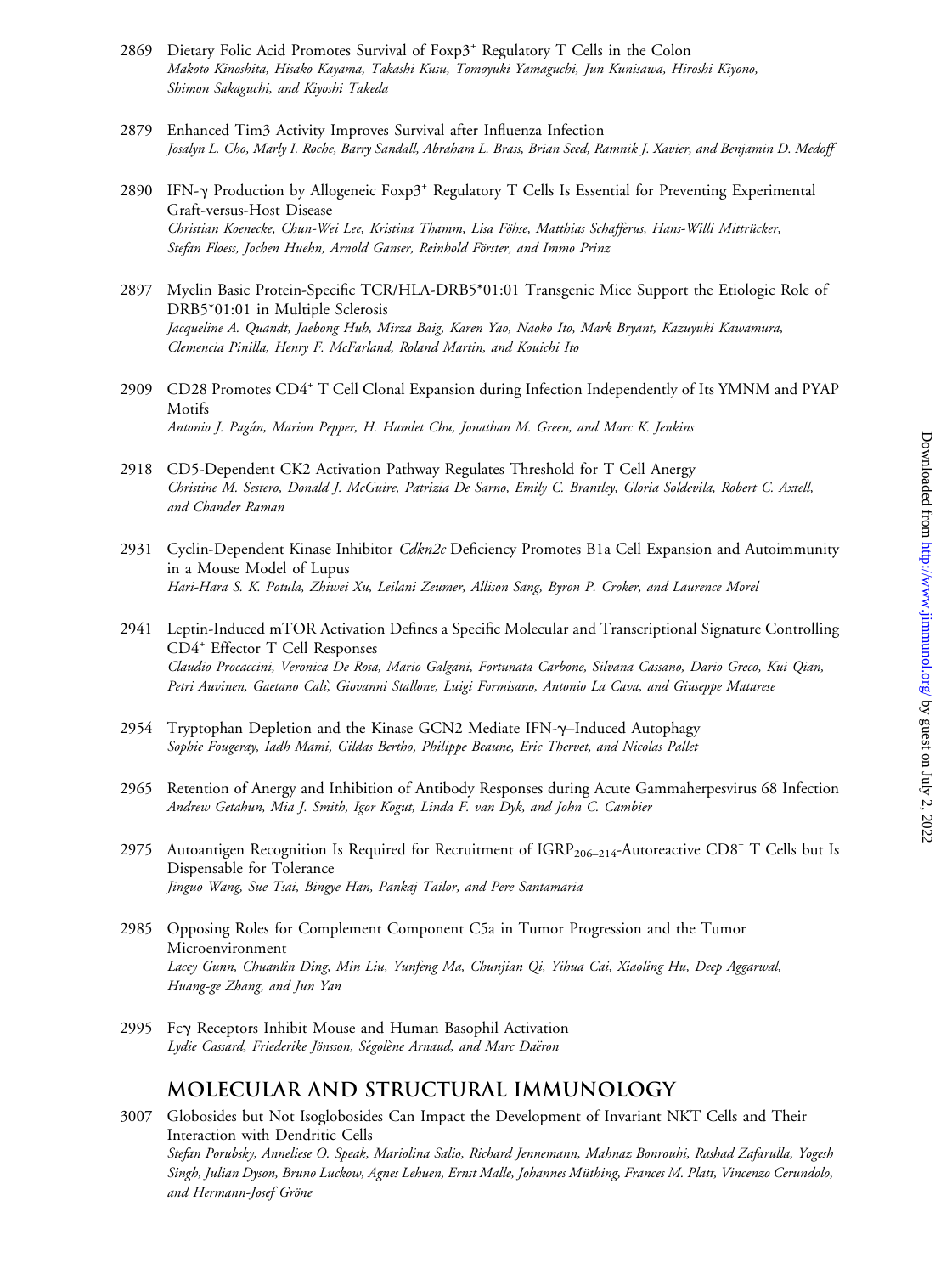2869 Dietary Folic Acid Promotes Survival of Foxp3⁺ Regulatory T Cells in the Colon
*Makoto Kinoshita, Hisako Kayama, Takashi Kusu, Tomoyuki Yamaguchi, Jun Kunisawa, Hiroshi Kiyono, Shimon Sakaguchi, and Kiyoshi Takeda*

2879 Enhanced Tim3 Activity Improves Survival after Influenza Infection
*Josalyn L. Cho, Marly I. Roche, Barry Sandall, Abraham L. Brass, Brian Seed, Ramnik J. Xavier, and Benjamin D. Medoff*

2890 IFN-γ Production by Allogeneic Foxp3⁺ Regulatory T Cells Is Essential for Preventing Experimental Graft-versus-Host Disease
*Christian Koenecke, Chun-Wei Lee, Kristina Thamm, Lisa Föhse, Matthias Schafferus, Hans-Willi Mittrücker, Stefan Floess, Jochen Huehn, Arnold Ganser, Reinhold Förster, and Immo Prinz*

2897 Myelin Basic Protein-Specific TCR/HLA-DRB5*01:01 Transgenic Mice Support the Etiologic Role of DRB5*01:01 in Multiple Sclerosis
*Jacqueline A. Quandt, Jaebong Huh, Mirza Baig, Karen Yao, Naoko Ito, Mark Bryant, Kazuyuki Kawamura, Clemencia Pinilla, Henry F. McFarland, Roland Martin, and Kouichi Ito*

2909 CD28 Promotes CD4⁺ T Cell Clonal Expansion during Infection Independently of Its YMNM and PYAP Motifs
*Antonio J. Pagán, Marion Pepper, H. Hamlet Chu, Jonathan M. Green, and Marc K. Jenkins*

2918 CD5-Dependent CK2 Activation Pathway Regulates Threshold for T Cell Anergy
*Christine M. Sestero, Donald J. McGuire, Patrizia De Sarno, Emily C. Brantley, Gloria Soldevila, Robert C. Axtell, and Chander Raman*

2931 Cyclin-Dependent Kinase Inhibitor *Cdkn2c* Deficiency Promotes B1a Cell Expansion and Autoimmunity in a Mouse Model of Lupus
*Hari-Hara S. K. Potula, Zhiwei Xu, Leilani Zeumer, Allison Sang, Byron P. Croker, and Laurence Morel*

2941 Leptin-Induced mTOR Activation Defines a Specific Molecular and Transcriptional Signature Controlling CD4⁺ Effector T Cell Responses
*Claudio Procaccini, Veronica De Rosa, Mario Galgani, Fortunata Carbone, Silvana Cassano, Dario Greco, Kui Qian, Petri Auvinen, Gaetano Calì, Giovanni Stallone, Luigi Formisano, Antonio La Cava, and Giuseppe Matarese*

2954 Tryptophan Depletion and the Kinase GCN2 Mediate IFN-γ–Induced Autophagy
*Sophie Fougeray, Iadh Mami, Gildas Bertho, Philippe Beaune, Eric Thervet, and Nicolas Pallet*

2965 Retention of Anergy and Inhibition of Antibody Responses during Acute Gammaherpesvirus 68 Infection
*Andrew Getahun, Mia J. Smith, Igor Kogut, Linda F. van Dyk, and John C. Cambier*

2975 Autoantigen Recognition Is Required for Recruitment of $IGRP_{206–214}$-Autoreactive CD8⁺ T Cells but Is Dispensable for Tolerance
*Jinguo Wang, Sue Tsai, Bingye Han, Pankaj Tailor, and Pere Santamaria*

2985 Opposing Roles for Complement Component C5a in Tumor Progression and the Tumor Microenvironment
*Lacey Gunn, Chuanlin Ding, Min Liu, Yunfeng Ma, Chunjian Qi, Yihua Cai, Xiaoling Hu, Deep Aggarwal, Huang-ge Zhang, and Jun Yan*

2995 Fcγ Receptors Inhibit Mouse and Human Basophil Activation
*Lydie Cassard, Friederike Jönsson, Ségolène Arnaud, and Marc Daëron*

## MOLECULAR AND STRUCTURAL IMMUNOLOGY

3007 Globosides but Not Isoglobosides Can Impact the Development of Invariant NKT Cells and Their Interaction with Dendritic Cells
*Stefan Porubsky, Anneliese O. Speak, Mariolina Salio, Richard Jennemann, Mahnaz Bonrouhi, Rashad Zafarulla, Yogesh Singh, Julian Dyson, Bruno Luckow, Agnes Lehuen, Ernst Malle, Johannes Müthing, Frances M. Platt, Vincenzo Cerundolo, and Hermann-Josef Gröne*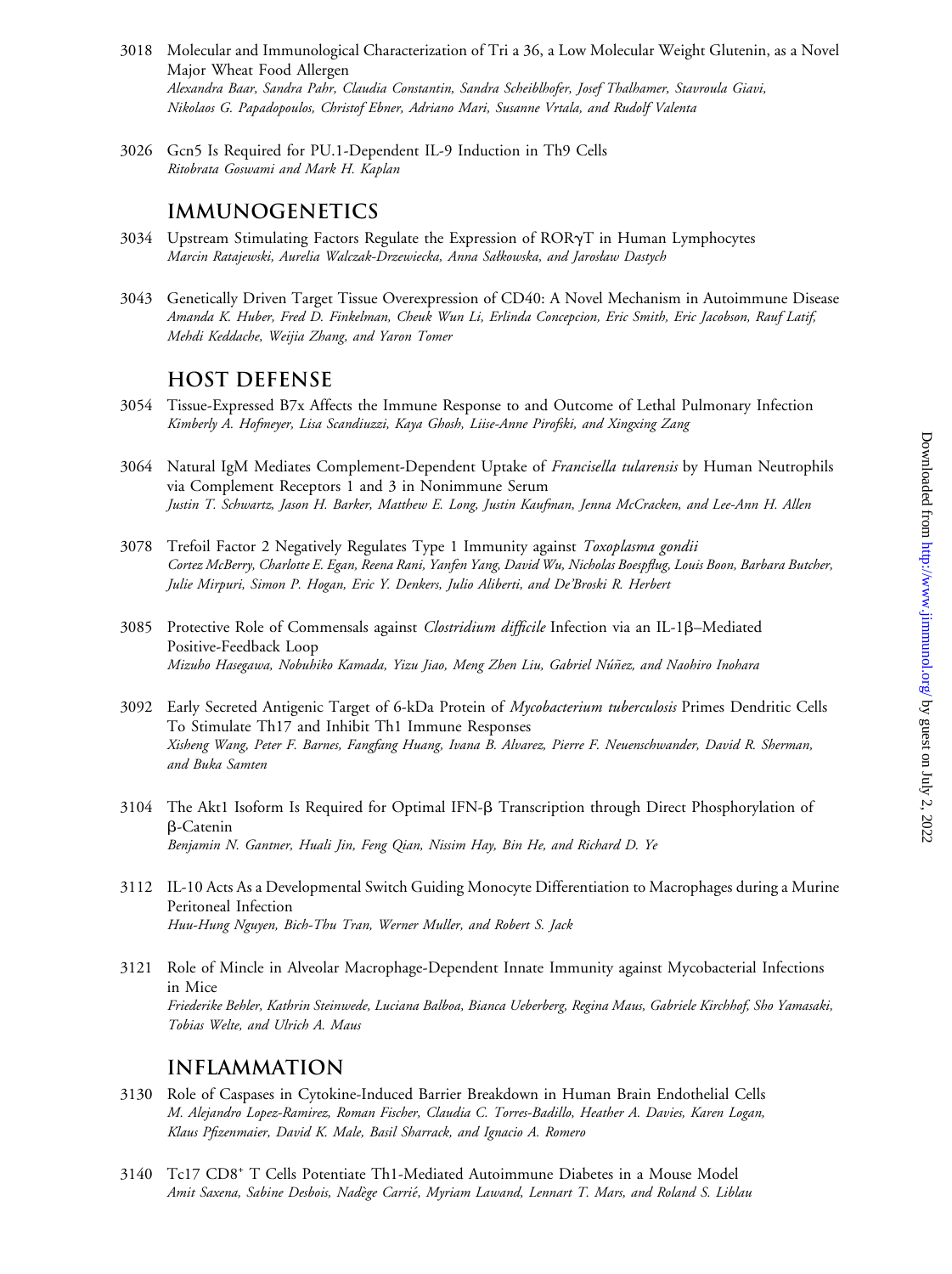3018 Molecular and Immunological Characterization of Tri a 36, a Low Molecular Weight Glutenin, as a Novel Major Wheat Food Allergen
*Alexandra Baar, Sandra Pahr, Claudia Constantin, Sandra Scheiblhofer, Josef Thalhamer, Stavroula Giavi, Nikolaos G. Papadopoulos, Christof Ebner, Adriano Mari, Susanne Vrtala, and Rudolf Valenta*

3026 Gcn5 Is Required for PU.1-Dependent IL-9 Induction in Th9 Cells
*Ritobrata Goswami and Mark H. Kaplan*

## IMMUNOGENETICS

3034 Upstream Stimulating Factors Regulate the Expression of RORγT in Human Lymphocytes
*Marcin Ratajewski, Aurelia Walczak-Drzewiecka, Anna Sałkowska, and Jarosław Dastych*

3043 Genetically Driven Target Tissue Overexpression of CD40: A Novel Mechanism in Autoimmune Disease
*Amanda K. Huber, Fred D. Finkelman, Cheuk Wun Li, Erlinda Concepcion, Eric Smith, Eric Jacobson, Rauf Latif, Mehdi Keddache, Weijia Zhang, and Yaron Tomer*

## HOST DEFENSE

3054 Tissue-Expressed B7x Affects the Immune Response to and Outcome of Lethal Pulmonary Infection
*Kimberly A. Hofmeyer, Lisa Scandiuzzi, Kaya Ghosh, Liise-Anne Pirofski, and Xingxing Zang*

3064 Natural IgM Mediates Complement-Dependent Uptake of *Francisella tularensis* by Human Neutrophils via Complement Receptors 1 and 3 in Nonimmune Serum
*Justin T. Schwartz, Jason H. Barker, Matthew E. Long, Justin Kaufman, Jenna McCracken, and Lee-Ann H. Allen*

3078 Trefoil Factor 2 Negatively Regulates Type 1 Immunity against *Toxoplasma gondii*
*Cortez McBerry, Charlotte E. Egan, Reena Rani, Yanfen Yang, David Wu, Nicholas Boespflug, Louis Boon, Barbara Butcher, Julie Mirpuri, Simon P. Hogan, Eric Y. Denkers, Julio Aliberti, and De'Broski R. Herbert*

3085 Protective Role of Commensals against *Clostridium difficile* Infection via an IL-1β–Mediated Positive-Feedback Loop
*Mizuho Hasegawa, Nobuhiko Kamada, Yizu Jiao, Meng Zhen Liu, Gabriel Núñez, and Naohiro Inohara*

3092 Early Secreted Antigenic Target of 6-kDa Protein of *Mycobacterium tuberculosis* Primes Dendritic Cells To Stimulate Th17 and Inhibit Th1 Immune Responses
*Xisheng Wang, Peter F. Barnes, Fangfang Huang, Ivana B. Alvarez, Pierre F. Neuenschwander, David R. Sherman, and Buka Samten*

3104 The Akt1 Isoform Is Required for Optimal IFN-β Transcription through Direct Phosphorylation of β-Catenin
*Benjamin N. Gantner, Huali Jin, Feng Qian, Nissim Hay, Bin He, and Richard D. Ye*

3112 IL-10 Acts As a Developmental Switch Guiding Monocyte Differentiation to Macrophages during a Murine Peritoneal Infection
*Huu-Hung Nguyen, Bich-Thu Tran, Werner Muller, and Robert S. Jack*

3121 Role of Mincle in Alveolar Macrophage-Dependent Innate Immunity against Mycobacterial Infections in Mice
*Friederike Behler, Kathrin Steinwede, Luciana Balboa, Bianca Ueberberg, Regina Maus, Gabriele Kirchhof, Sho Yamasaki, Tobias Welte, and Ulrich A. Maus*

## INFLAMMATION

3130 Role of Caspases in Cytokine-Induced Barrier Breakdown in Human Brain Endothelial Cells
*M. Alejandro Lopez-Ramirez, Roman Fischer, Claudia C. Torres-Badillo, Heather A. Davies, Karen Logan, Klaus Pfizenmaier, David K. Male, Basil Sharrack, and Ignacio A. Romero*

3140 Tc17 CD8+ T Cells Potentiate Th1-Mediated Autoimmune Diabetes in a Mouse Model
*Amit Saxena, Sabine Desbois, Nadège Carrié, Myriam Lawand, Lennart T. Mars, and Roland S. Liblau*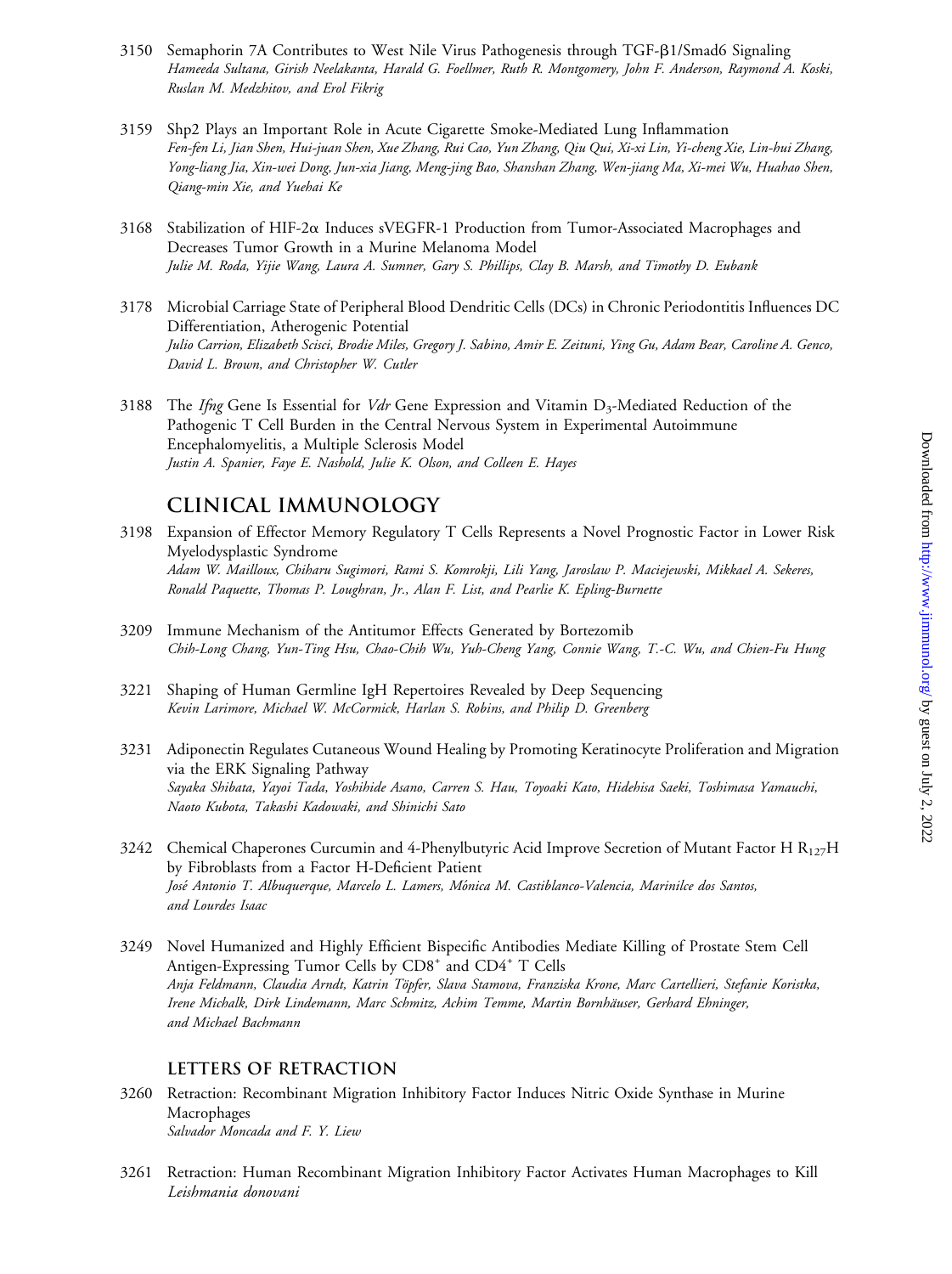3150 Semaphorin 7A Contributes to West Nile Virus Pathogenesis through TGF-β1/Smad6 Signaling
*Hameeda Sultana, Girish Neelakanta, Harald G. Foellmer, Ruth R. Montgomery, John F. Anderson, Raymond A. Koski, Ruslan M. Medzhitov, and Erol Fikrig*

3159 Shp2 Plays an Important Role in Acute Cigarette Smoke-Mediated Lung Inflammation
*Fen-fen Li, Jian Shen, Hui-juan Shen, Xue Zhang, Rui Cao, Yun Zhang, Qiu Qui, Xi-xi Lin, Yi-cheng Xie, Lin-hui Zhang, Yong-liang Jia, Xin-wei Dong, Jun-xia Jiang, Meng-jing Bao, Shanshan Zhang, Wen-jiang Ma, Xi-mei Wu, Huahao Shen, Qiang-min Xie, and Yuehai Ke*

3168 Stabilization of HIF-2α Induces sVEGFR-1 Production from Tumor-Associated Macrophages and Decreases Tumor Growth in a Murine Melanoma Model
*Julie M. Roda, Yijie Wang, Laura A. Sumner, Gary S. Phillips, Clay B. Marsh, and Timothy D. Eubank*

3178 Microbial Carriage State of Peripheral Blood Dendritic Cells (DCs) in Chronic Periodontitis Influences DC Differentiation, Atherogenic Potential
*Julio Carrion, Elizabeth Scisci, Brodie Miles, Gregory J. Sabino, Amir E. Zeituni, Ying Gu, Adam Bear, Caroline A. Genco, David L. Brown, and Christopher W. Cutler*

3188 The *Ifng* Gene Is Essential for *Vdr* Gene Expression and Vitamin $D_3$-Mediated Reduction of the Pathogenic T Cell Burden in the Central Nervous System in Experimental Autoimmune Encephalomyelitis, a Multiple Sclerosis Model
*Justin A. Spanier, Faye E. Nashold, Julie K. Olson, and Colleen E. Hayes*

## CLINICAL IMMUNOLOGY

3198 Expansion of Effector Memory Regulatory T Cells Represents a Novel Prognostic Factor in Lower Risk Myelodysplastic Syndrome
*Adam W. Mailloux, Chiharu Sugimori, Rami S. Komrokji, Lili Yang, Jaroslaw P. Maciejewski, Mikkael A. Sekeres, Ronald Paquette, Thomas P. Loughran, Jr., Alan F. List, and Pearlie K. Epling-Burnette*

3209 Immune Mechanism of the Antitumor Effects Generated by Bortezomib
*Chih-Long Chang, Yun-Ting Hsu, Chao-Chih Wu, Yuh-Cheng Yang, Connie Wang, T.-C. Wu, and Chien-Fu Hung*

3221 Shaping of Human Germline IgH Repertoires Revealed by Deep Sequencing
*Kevin Larimore, Michael W. McCormick, Harlan S. Robins, and Philip D. Greenberg*

3231 Adiponectin Regulates Cutaneous Wound Healing by Promoting Keratinocyte Proliferation and Migration via the ERK Signaling Pathway
*Sayaka Shibata, Yayoi Tada, Yoshihide Asano, Carren S. Hau, Toyoaki Kato, Hidehisa Saeki, Toshimasa Yamauchi, Naoto Kubota, Takashi Kadowaki, and Shinichi Sato*

3242 Chemical Chaperones Curcumin and 4-Phenylbutyric Acid Improve Secretion of Mutant Factor H $R_{127}H$ by Fibroblasts from a Factor H-Deficient Patient
*José Antonio T. Albuquerque, Marcelo L. Lamers, Mónica M. Castiblanco-Valencia, Marinilce dos Santos, and Lourdes Isaac*

3249 Novel Humanized and Highly Efficient Bispecific Antibodies Mediate Killing of Prostate Stem Cell Antigen-Expressing Tumor Cells by $CD8^+$ and $CD4^+$ T Cells
*Anja Feldmann, Claudia Arndt, Katrin Töpfer, Slava Stamova, Franziska Krone, Marc Cartellieri, Stefanie Koristka, Irene Michalk, Dirk Lindemann, Marc Schmitz, Achim Temme, Martin Bornhäuser, Gerhard Ehninger, and Michael Bachmann*

### LETTERS OF RETRACTION

3260 Retraction: Recombinant Migration Inhibitory Factor Induces Nitric Oxide Synthase in Murine Macrophages
*Salvador Moncada and F. Y. Liew*

3261 Retraction: Human Recombinant Migration Inhibitory Factor Activates Human Macrophages to Kill *Leishmania donovani*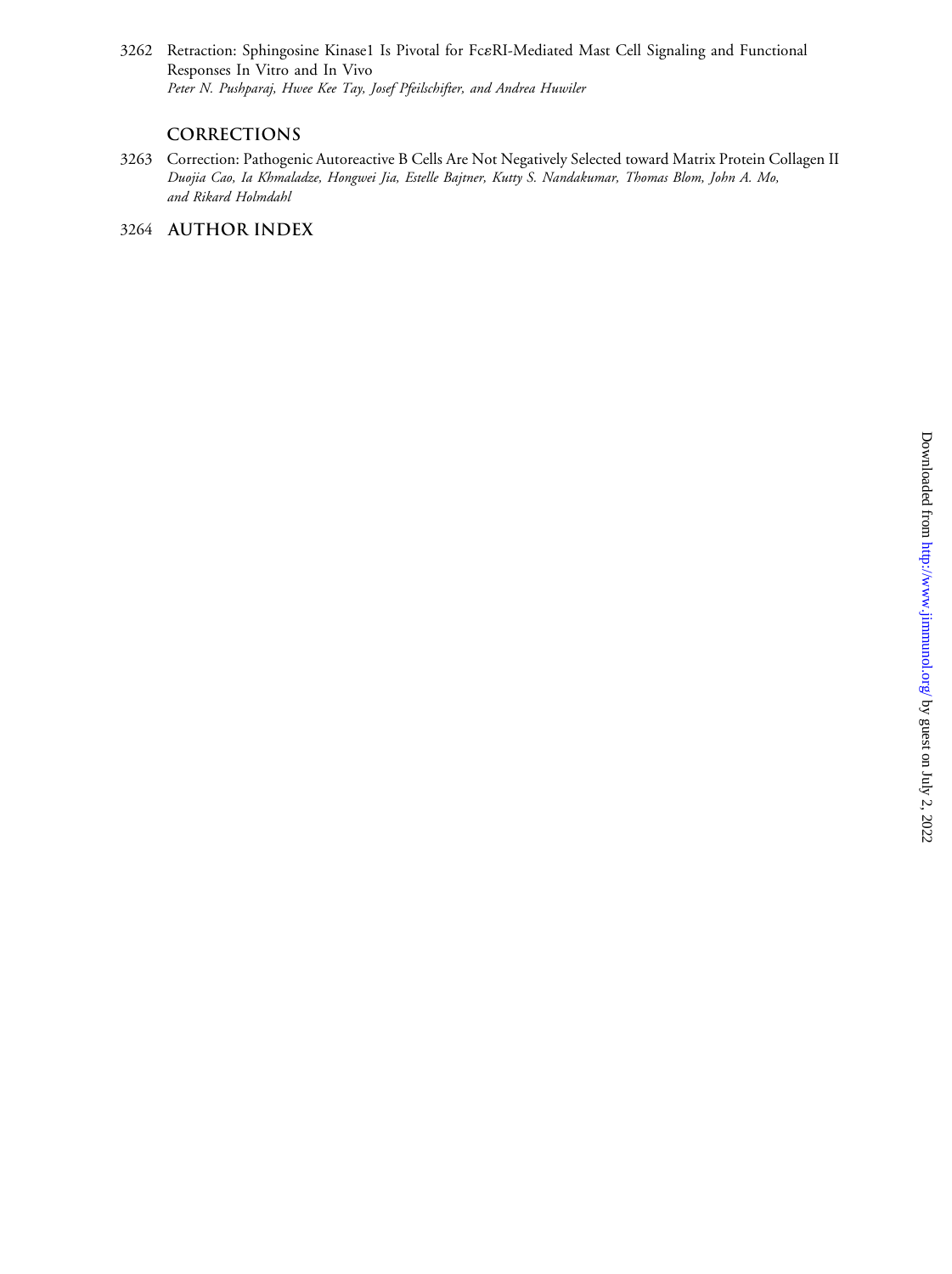3262 Retraction: Sphingosine Kinase1 Is Pivotal for FcεRI-Mediated Mast Cell Signaling and Functional Responses In Vitro and In Vivo
*Peter N. Pushparaj, Hwee Kee Tay, Josef Pfeilschifter, and Andrea Huwiler*

## CORRECTIONS

3263 Correction: Pathogenic Autoreactive B Cells Are Not Negatively Selected toward Matrix Protein Collagen II
*Duojia Cao, Ia Khmaladze, Hongwei Jia, Estelle Bajtner, Kutty S. Nandakumar, Thomas Blom, John A. Mo, and Rikard Holmdahl*

3264 **AUTHOR INDEX**